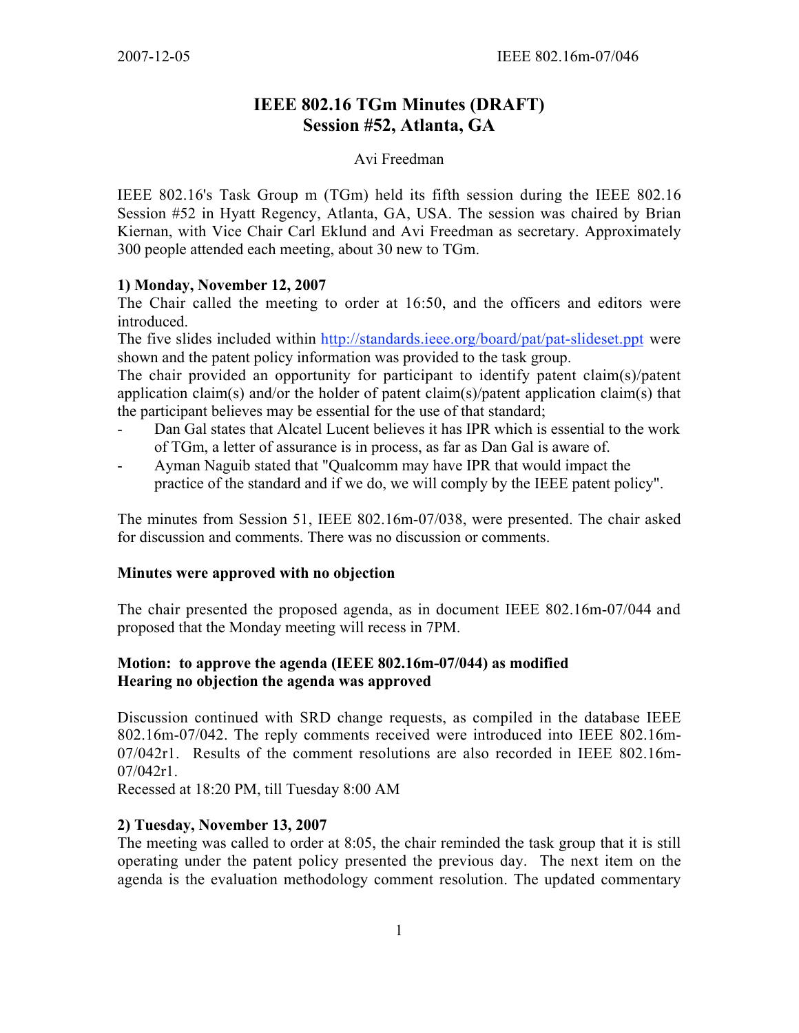# IEEE 802.16 TGm Minutes (DRAFT)
## Session #52, Atlanta, GA

Avi Freedman

IEEE 802.16's Task Group m (TGm) held its fifth session during the IEEE 802.16 Session #52 in Hyatt Regency, Atlanta, GA, USA. The session was chaired by Brian Kiernan, with Vice Chair Carl Eklund and Avi Freedman as secretary. Approximately 300 people attended each meeting, about 30 new to TGm.

**1) Monday, November 12, 2007**

The Chair called the meeting to order at 16:50, and the officers and editors were introduced.

The five slides included within http://standards.ieee.org/board/pat/pat-slideset.ppt were shown and the patent policy information was provided to the task group.

The chair provided an opportunity for participant to identify patent claim(s)/patent application claim(s) and/or the holder of patent claim(s)/patent application claim(s) that the participant believes may be essential for the use of that standard;

- Dan Gal states that Alcatel Lucent believes it has IPR which is essential to the work of TGm, a letter of assurance is in process, as far as Dan Gal is aware of.
- Ayman Naguib stated that "Qualcomm may have IPR that would impact the practice of the standard and if we do, we will comply by the IEEE patent policy".

The minutes from Session 51, IEEE 802.16m-07/038, were presented. The chair asked for discussion and comments. There was no discussion or comments.

**Minutes were approved with no objection**

The chair presented the proposed agenda, as in document IEEE 802.16m-07/044 and proposed that the Monday meeting will recess in 7PM.

**Motion: to approve the agenda (IEEE 802.16m-07/044) as modified**
**Hearing no objection the agenda was approved**

Discussion continued with SRD change requests, as compiled in the database IEEE 802.16m-07/042. The reply comments received were introduced into IEEE 802.16m-07/042r1. Results of the comment resolutions are also recorded in IEEE 802.16m-07/042r1.

Recessed at 18:20 PM, till Tuesday 8:00 AM

**2) Tuesday, November 13, 2007**

The meeting was called to order at 8:05, the chair reminded the task group that it is still operating under the patent policy presented the previous day. The next item on the agenda is the evaluation methodology comment resolution. The updated commentary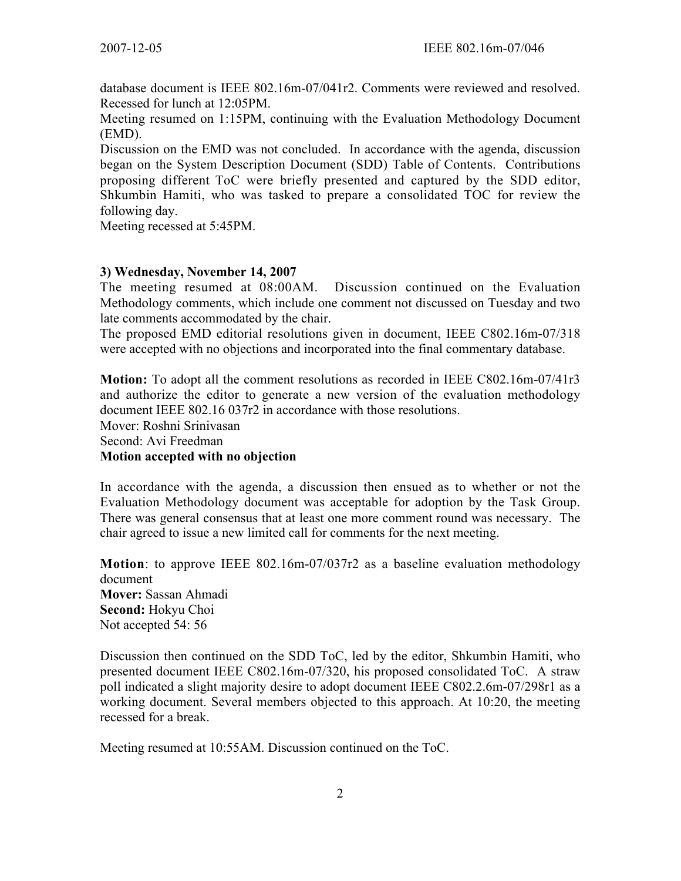database document is IEEE 802.16m-07/041r2. Comments were reviewed and resolved. Recessed for lunch at 12:05PM.

Meeting resumed on 1:15PM, continuing with the Evaluation Methodology Document (EMD).

Discussion on the EMD was not concluded. In accordance with the agenda, discussion began on the System Description Document (SDD) Table of Contents. Contributions proposing different ToC were briefly presented and captured by the SDD editor, Shkumbin Hamiti, who was tasked to prepare a consolidated TOC for review the following day.

Meeting recessed at 5:45PM.

**3) Wednesday, November 14, 2007**

The meeting resumed at 08:00AM. Discussion continued on the Evaluation Methodology comments, which include one comment not discussed on Tuesday and two late comments accommodated by the chair.

The proposed EMD editorial resolutions given in document, IEEE C802.16m-07/318 were accepted with no objections and incorporated into the final commentary database.

**Motion:** To adopt all the comment resolutions as recorded in IEEE C802.16m-07/41r3 and authorize the editor to generate a new version of the evaluation methodology document IEEE 802.16 037r2 in accordance with those resolutions.

Mover: Roshni Srinivasan

Second: Avi Freedman

**Motion accepted with no objection**

In accordance with the agenda, a discussion then ensued as to whether or not the Evaluation Methodology document was acceptable for adoption by the Task Group. There was general consensus that at least one more comment round was necessary. The chair agreed to issue a new limited call for comments for the next meeting.

**Motion**: to approve IEEE 802.16m-07/037r2 as a baseline evaluation methodology document

**Mover:** Sassan Ahmadi

**Second:** Hokyu Choi

Not accepted 54: 56

Discussion then continued on the SDD ToC, led by the editor, Shkumbin Hamiti, who presented document IEEE C802.16m-07/320, his proposed consolidated ToC. A straw poll indicated a slight majority desire to adopt document IEEE C802.2.6m-07/298r1 as a working document. Several members objected to this approach. At 10:20, the meeting recessed for a break.

Meeting resumed at 10:55AM. Discussion continued on the ToC.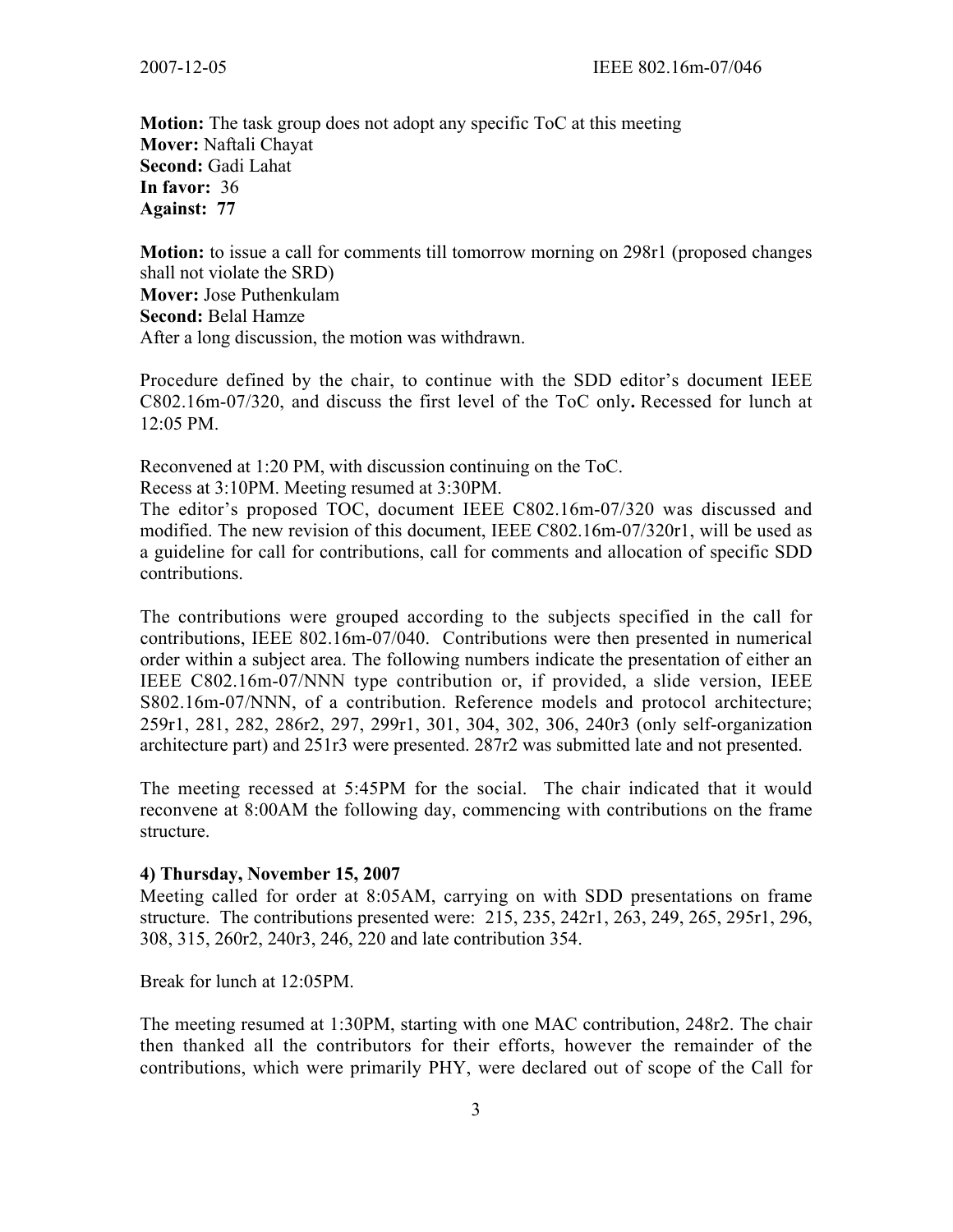**Motion:** The task group does not adopt any specific ToC at this meeting
**Mover:** Naftali Chayat
**Second:** Gadi Lahat
**In favor:** 36
**Against:** **77**

**Motion:** to issue a call for comments till tomorrow morning on 298r1 (proposed changes shall not violate the SRD)
**Mover:** Jose Puthenkulam
**Second:** Belal Hamze
After a long discussion, the motion was withdrawn.

Procedure defined by the chair, to continue with the SDD editor's document IEEE C802.16m-07/320, and discuss the first level of the ToC only**.** Recessed for lunch at 12:05 PM.

Reconvened at 1:20 PM, with discussion continuing on the ToC.
Recess at 3:10PM. Meeting resumed at 3:30PM.
The editor's proposed TOC, document IEEE C802.16m-07/320 was discussed and modified. The new revision of this document, IEEE C802.16m-07/320r1, will be used as a guideline for call for contributions, call for comments and allocation of specific SDD contributions.

The contributions were grouped according to the subjects specified in the call for contributions, IEEE 802.16m-07/040. Contributions were then presented in numerical order within a subject area. The following numbers indicate the presentation of either an IEEE C802.16m-07/NNN type contribution or, if provided, a slide version, IEEE S802.16m-07/NNN, of a contribution. Reference models and protocol architecture; 259r1, 281, 282, 286r2, 297, 299r1, 301, 304, 302, 306, 240r3 (only self-organization architecture part) and 251r3 were presented. 287r2 was submitted late and not presented.

The meeting recessed at 5:45PM for the social. The chair indicated that it would reconvene at 8:00AM the following day, commencing with contributions on the frame structure.

**4) Thursday, November 15, 2007**
Meeting called for order at 8:05AM, carrying on with SDD presentations on frame structure. The contributions presented were: 215, 235, 242r1, 263, 249, 265, 295r1, 296, 308, 315, 260r2, 240r3, 246, 220 and late contribution 354.

Break for lunch at 12:05PM.

The meeting resumed at 1:30PM, starting with one MAC contribution, 248r2. The chair then thanked all the contributors for their efforts, however the remainder of the contributions, which were primarily PHY, were declared out of scope of the Call for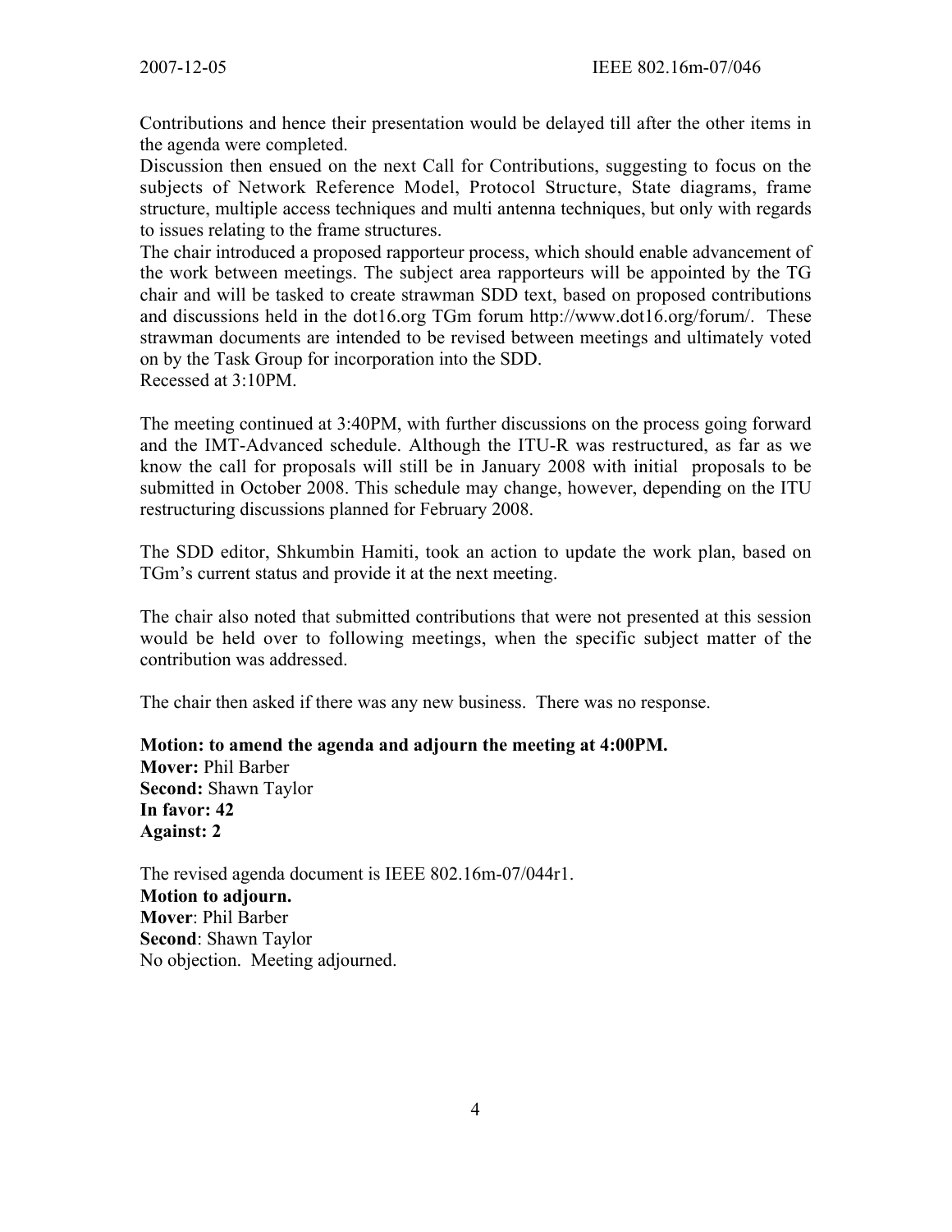Contributions and hence their presentation would be delayed till after the other items in the agenda were completed.

Discussion then ensued on the next Call for Contributions, suggesting to focus on the subjects of Network Reference Model, Protocol Structure, State diagrams, frame structure, multiple access techniques and multi antenna techniques, but only with regards to issues relating to the frame structures.

The chair introduced a proposed rapporteur process, which should enable advancement of the work between meetings. The subject area rapporteurs will be appointed by the TG chair and will be tasked to create strawman SDD text, based on proposed contributions and discussions held in the dot16.org TGm forum http://www.dot16.org/forum/. These strawman documents are intended to be revised between meetings and ultimately voted on by the Task Group for incorporation into the SDD.

Recessed at 3:10PM.

The meeting continued at 3:40PM, with further discussions on the process going forward and the IMT-Advanced schedule. Although the ITU-R was restructured, as far as we know the call for proposals will still be in January 2008 with initial proposals to be submitted in October 2008. This schedule may change, however, depending on the ITU restructuring discussions planned for February 2008.

The SDD editor, Shkumbin Hamiti, took an action to update the work plan, based on TGm's current status and provide it at the next meeting.

The chair also noted that submitted contributions that were not presented at this session would be held over to following meetings, when the specific subject matter of the contribution was addressed.

The chair then asked if there was any new business. There was no response.

**Motion: to amend the agenda and adjourn the meeting at 4:00PM.**
**Mover:** Phil Barber
**Second:** Shawn Taylor
**In favor: 42**
**Against: 2**

The revised agenda document is IEEE 802.16m-07/044r1.
**Motion to adjourn.**
**Mover**: Phil Barber
**Second**: Shawn Taylor
No objection. Meeting adjourned.